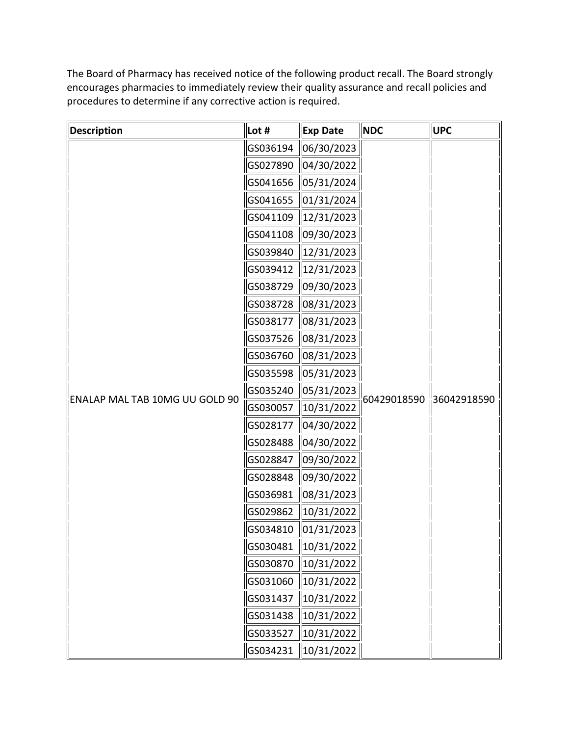The Board of Pharmacy has received notice of the following product recall. The Board strongly encourages pharmacies to immediately review their quality assurance and recall policies and procedures to determine if any corrective action is required.

| Description | Lot # | Exp Date | NDC | UPC |
|---|---|---|---|---|
| ENALAP MAL TAB 10MG UU GOLD 90 | GS036194 | 06/30/2023 | 60429018590 | 36042918590 |
| | GS027890 | 04/30/2022 | | |
| | GS041656 | 05/31/2024 | | |
| | GS041655 | 01/31/2024 | | |
| | GS041109 | 12/31/2023 | | |
| | GS041108 | 09/30/2023 | | |
| | GS039840 | 12/31/2023 | | |
| | GS039412 | 12/31/2023 | | |
| | GS038729 | 09/30/2023 | | |
| | GS038728 | 08/31/2023 | | |
| | GS038177 | 08/31/2023 | | |
| | GS037526 | 08/31/2023 | | |
| | GS036760 | 08/31/2023 | | |
| | GS035598 | 05/31/2023 | | |
| | GS035240 | 05/31/2023 | | |
| | GS030057 | 10/31/2022 | | |
| | GS028177 | 04/30/2022 | | |
| | GS028488 | 04/30/2022 | | |
| | GS028847 | 09/30/2022 | | |
| | GS028848 | 09/30/2022 | | |
| | GS036981 | 08/31/2023 | | |
| | GS029862 | 10/31/2022 | | |
| | GS034810 | 01/31/2023 | | |
| | GS030481 | 10/31/2022 | | |
| | GS030870 | 10/31/2022 | | |
| | GS031060 | 10/31/2022 | | |
| | GS031437 | 10/31/2022 | | |
| | GS031438 | 10/31/2022 | | |
| | GS033527 | 10/31/2022 | | |
| | GS034231 | 10/31/2022 | | |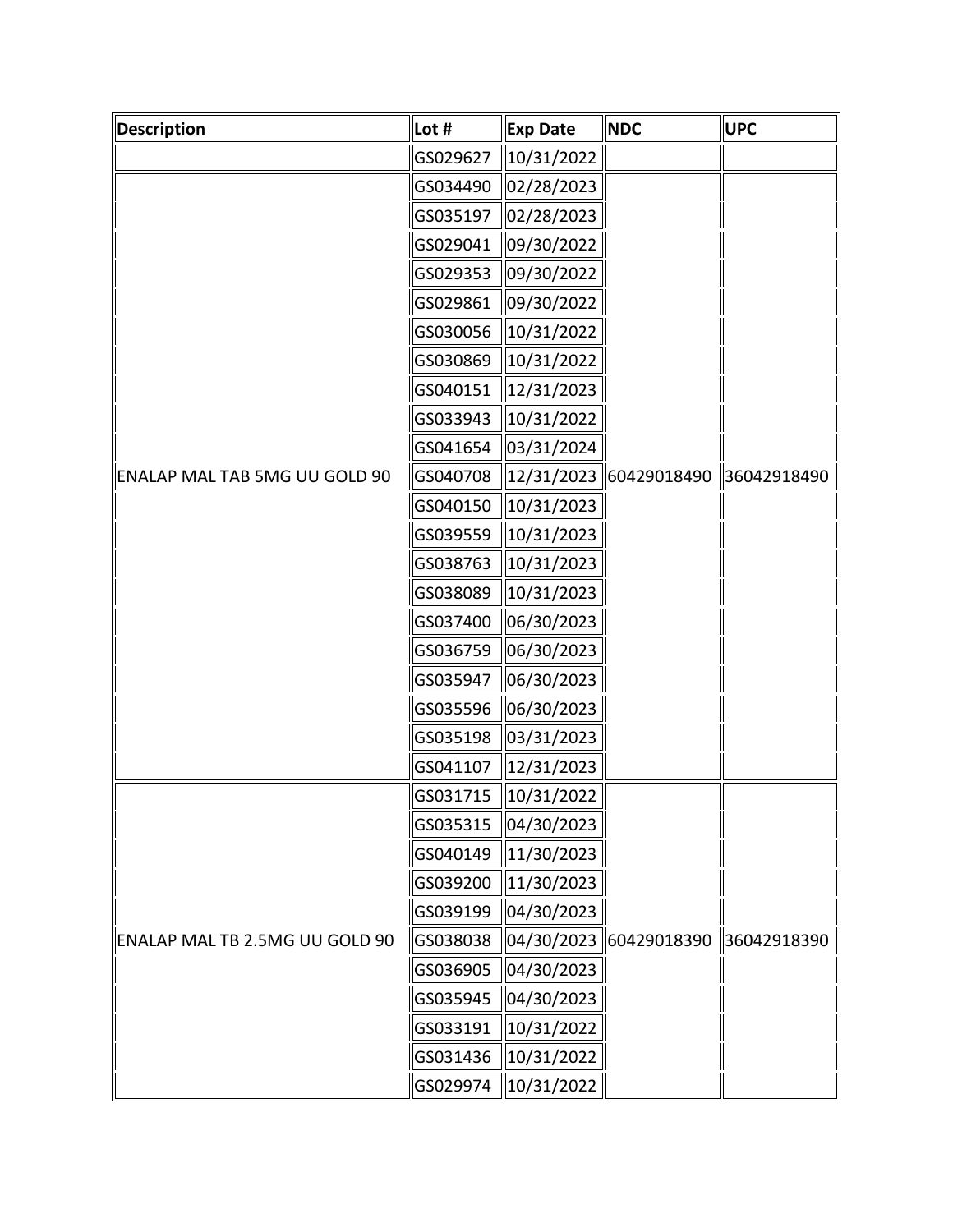| Description | Lot # | Exp Date | NDC | UPC |
| --- | --- | --- | --- | --- |
| | GS029627 | 10/31/2022 | | |
| ENALAP MAL TAB 5MG UU GOLD 90 | GS034490 | 02/28/2023 | 60429018490 | 36042918490 |
| | GS035197 | 02/28/2023 | | |
| | GS029041 | 09/30/2022 | | |
| | GS029353 | 09/30/2022 | | |
| | GS029861 | 09/30/2022 | | |
| | GS030056 | 10/31/2022 | | |
| | GS030869 | 10/31/2022 | | |
| | GS040151 | 12/31/2023 | | |
| | GS033943 | 10/31/2022 | | |
| | GS041654 | 03/31/2024 | | |
| | GS040708 | 12/31/2023 | | |
| | GS040150 | 10/31/2023 | | |
| | GS039559 | 10/31/2023 | | |
| | GS038763 | 10/31/2023 | | |
| | GS038089 | 10/31/2023 | | |
| | GS037400 | 06/30/2023 | | |
| | GS036759 | 06/30/2023 | | |
| | GS035947 | 06/30/2023 | | |
| | GS035596 | 06/30/2023 | | |
| | GS035198 | 03/31/2023 | | |
| | GS041107 | 12/31/2023 | | |
| ENALAP MAL TB 2.5MG UU GOLD 90 | GS031715 | 10/31/2022 | 60429018390 | 36042918390 |
| | GS035315 | 04/30/2023 | | |
| | GS040149 | 11/30/2023 | | |
| | GS039200 | 11/30/2023 | | |
| | GS039199 | 04/30/2023 | | |
| | GS038038 | 04/30/2023 | | |
| | GS036905 | 04/30/2023 | | |
| | GS035945 | 04/30/2023 | | |
| | GS033191 | 10/31/2022 | | |
| | GS031436 | 10/31/2022 | | |
| | GS029974 | 10/31/2022 | | |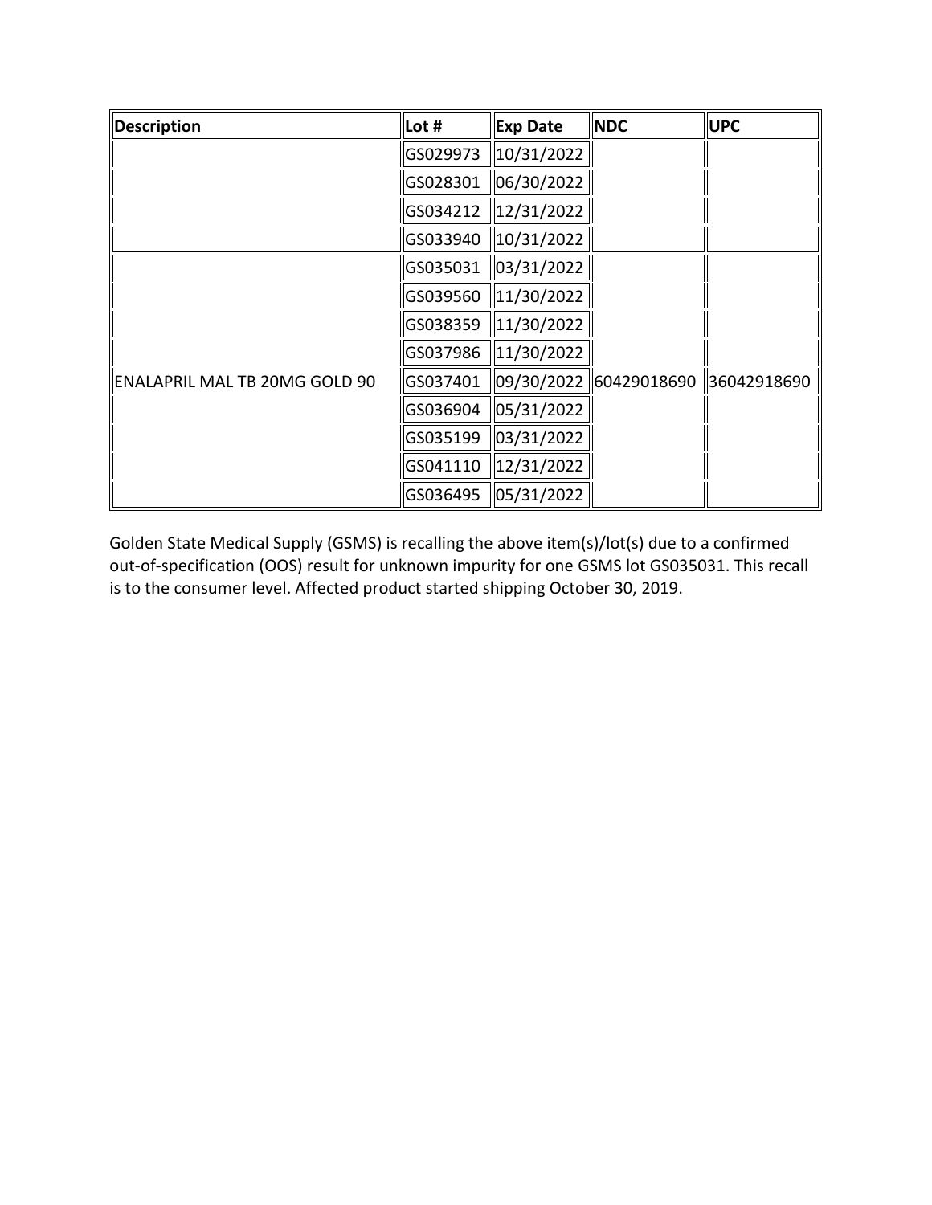| Description | Lot # | Exp Date | NDC | UPC |
|---|---|---|---|---|
| | GS029973 | 10/31/2022 | | |
| | GS028301 | 06/30/2022 | | |
| | GS034212 | 12/31/2022 | | |
| | GS033940 | 10/31/2022 | | |
| | GS035031 | 03/31/2022 | | |
| | GS039560 | 11/30/2022 | | |
| | GS038359 | 11/30/2022 | | |
| | GS037986 | 11/30/2022 | | |
| ENALAPRIL MAL TB 20MG GOLD 90 | GS037401 | 09/30/2022 | 60429018690 | 36042918690 |
| | GS036904 | 05/31/2022 | | |
| | GS035199 | 03/31/2022 | | |
| | GS041110 | 12/31/2022 | | |
| | GS036495 | 05/31/2022 | | |

Golden State Medical Supply (GSMS) is recalling the above item(s)/lot(s) due to a confirmed out-of-specification (OOS) result for unknown impurity for one GSMS lot GS035031. This recall is to the consumer level. Affected product started shipping October 30, 2019.